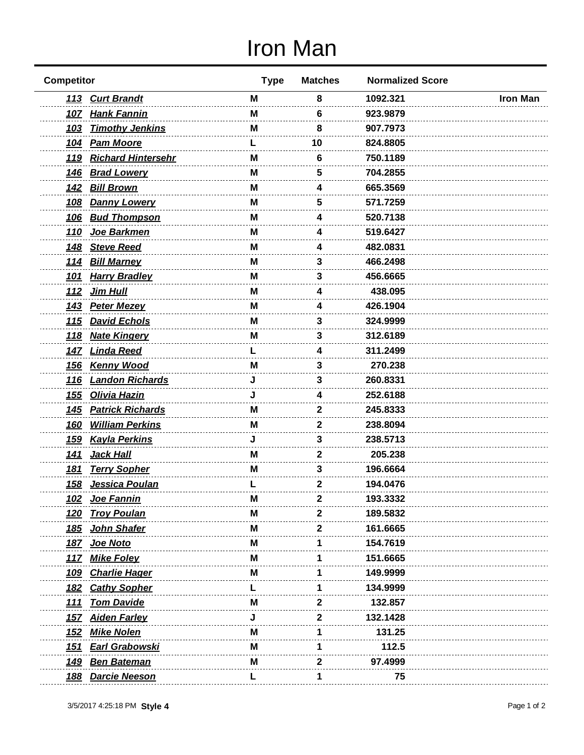# Iron Man

| Competitor | | Type | Matches | Normalized Score | |
|---|---|---|---|---|---|
| ***113*** | ***Curt Brandt*** | **M** | **8** | **1092.321** | **Iron Man** |
| ***107*** | ***Hank Fannin*** | **M** | **6** | **923.9879** | |
| ***103*** | ***Timothy Jenkins*** | **M** | **8** | **907.7973** | |
| ***104*** | ***Pam Moore*** | **L** | **10** | **824.8805** | |
| ***119*** | ***Richard Hintersehr*** | **M** | **6** | **750.1189** | |
| ***146*** | ***Brad Lowery*** | **M** | **5** | **704.2855** | |
| ***142*** | ***Bill Brown*** | **M** | **4** | **665.3569** | |
| ***108*** | ***Danny Lowery*** | **M** | **5** | **571.7259** | |
| ***106*** | ***Bud Thompson*** | **M** | **4** | **520.7138** | |
| ***110*** | ***Joe Barkmen*** | **M** | **4** | **519.6427** | |
| ***148*** | ***Steve Reed*** | **M** | **4** | **482.0831** | |
| ***114*** | ***Bill Marney*** | **M** | **3** | **466.2498** | |
| ***101*** | ***Harry Bradley*** | **M** | **3** | **456.6665** | |
| ***112*** | ***Jim Hull*** | **M** | **4** | **438.095** | |
| ***143*** | ***Peter Mezey*** | **M** | **4** | **426.1904** | |
| ***115*** | ***David Echols*** | **M** | **3** | **324.9999** | |
| ***118*** | ***Nate Kingery*** | **M** | **3** | **312.6189** | |
| ***147*** | ***Linda Reed*** | **L** | **4** | **311.2499** | |
| ***156*** | ***Kenny Wood*** | **M** | **3** | **270.238** | |
| ***116*** | ***Landon Richards*** | **J** | **3** | **260.8331** | |
| ***155*** | ***Olivia Hazin*** | **J** | **4** | **252.6188** | |
| ***145*** | ***Patrick Richards*** | **M** | **2** | **245.8333** | |
| ***160*** | ***William Perkins*** | **M** | **2** | **238.8094** | |
| ***159*** | ***Kayla Perkins*** | **J** | **3** | **238.5713** | |
| ***141*** | ***Jack Hall*** | **M** | **2** | **205.238** | |
| ***181*** | ***Terry Sopher*** | **M** | **3** | **196.6664** | |
| ***158*** | ***Jessica Poulan*** | **L** | **2** | **194.0476** | |
| ***102*** | ***Joe Fannin*** | **M** | **2** | **193.3332** | |
| ***120*** | ***Troy Poulan*** | **M** | **2** | **189.5832** | |
| ***185*** | ***John Shafer*** | **M** | **2** | **161.6665** | |
| ***187*** | ***Joe Noto*** | **M** | **1** | **154.7619** | |
| ***117*** | ***Mike Foley*** | **M** | **1** | **151.6665** | |
| ***109*** | ***Charlie Hager*** | **M** | **1** | **149.9999** | |
| ***182*** | ***Cathy Sopher*** | **L** | **1** | **134.9999** | |
| ***111*** | ***Tom Davide*** | **M** | **2** | **132.857** | |
| ***157*** | ***Aiden Farley*** | **J** | **2** | **132.1428** | |
| ***152*** | ***Mike Nolen*** | **M** | **1** | **131.25** | |
| ***151*** | ***Earl Grabowski*** | **M** | **1** | **112.5** | |
| ***149*** | ***Ben Bateman*** | **M** | **2** | **97.4999** | |
| ***188*** | ***Darcie Neeson*** | **L** | **1** | **75** | |

3/5/2017 4:25:18 PM **Style 4**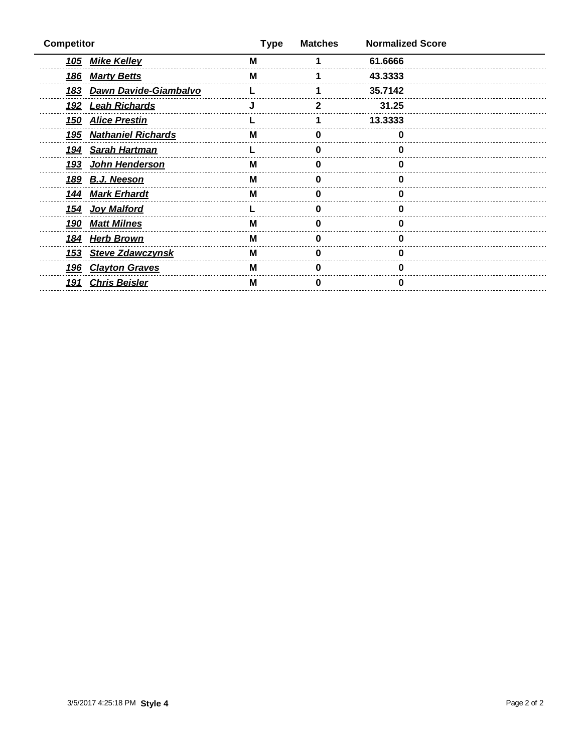| Competitor | | Type | Matches | Normalized Score |
|---|---|---|---|---|
| 105 | Mike Kelley | M | 1 | 61.6666 |
| 186 | Marty Betts | M | 1 | 43.3333 |
| 183 | Dawn Davide-Giambalvo | L | 1 | 35.7142 |
| 192 | Leah Richards | J | 2 | 31.25 |
| 150 | Alice Prestin | L | 1 | 13.3333 |
| 195 | Nathaniel Richards | M | 0 | 0 |
| 194 | Sarah Hartman | L | 0 | 0 |
| 193 | John Henderson | M | 0 | 0 |
| 189 | B.J. Neeson | M | 0 | 0 |
| 144 | Mark Erhardt | M | 0 | 0 |
| 154 | Joy Malford | L | 0 | 0 |
| 190 | Matt Milnes | M | 0 | 0 |
| 184 | Herb Brown | M | 0 | 0 |
| 153 | Steve Zdawczynsk | M | 0 | 0 |
| 196 | Clayton Graves | M | 0 | 0 |
| 191 | Chris Beisler | M | 0 | 0 |

3/5/2017 4:25:18 PM **Style 4**